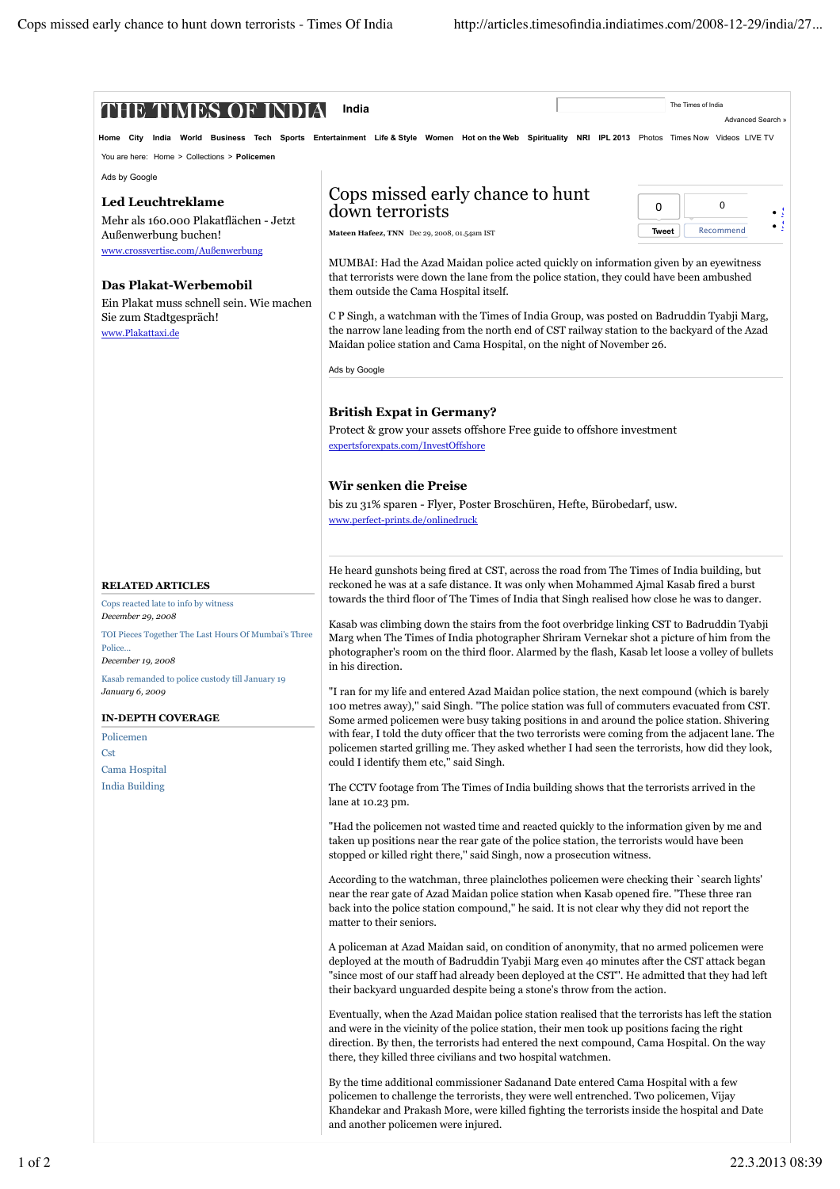# Cops missed early chance to hunt down terrorists

Mateen Hafeez, TNN Dec 29, 2008, 01.54am IST

MUMBAI: Had the Azad Maidan police acted quickly on information given by an eyewitness that terrorists were down the lane from the police station, they could have been ambushed them outside the Cama Hospital itself.

C P Singh, a watchman with the Times of India Group, was posted on Badruddin Tyabji Marg, the narrow lane leading from the north end of CST railway station to the backyard of the Azad Maidan police station and Cama Hospital, on the night of November 26.

He heard gunshots being fired at CST, across the road from The Times of India building, but reckoned he was at a safe distance. It was only when Mohammed Ajmal Kasab fired a burst towards the third floor of The Times of India that Singh realised how close he was to danger.

Kasab was climbing down the stairs from the foot overbridge linking CST to Badruddin Tyabji Marg when The Times of India photographer Shriram Vernekar shot a picture of him from the photographer's room on the third floor. Alarmed by the flash, Kasab let loose a volley of bullets in his direction.

"I ran for my life and entered Azad Maidan police station, the next compound (which is barely 100 metres away)," said Singh. "The police station was full of commuters evacuated from CST. Some armed policemen were busy taking positions in and around the police station. Shivering with fear, I told the duty officer that the two terrorists were coming from the adjacent lane. The policemen started grilling me. They asked whether I had seen the terrorists, how did they look, could I identify them etc," said Singh.

The CCTV footage from The Times of India building shows that the terrorists arrived in the lane at 10.23 pm.

"Had the policemen not wasted time and reacted quickly to the information given by me and taken up positions near the rear gate of the police station, the terrorists would have been stopped or killed right there," said Singh, now a prosecution witness.

According to the watchman, three plainclothes policemen were checking their `search lights' near the rear gate of Azad Maidan police station when Kasab opened fire. "These three ran back into the police station compound," he said. It is not clear why they did not report the matter to their seniors.

A policeman at Azad Maidan said, on condition of anonymity, that no armed policemen were deployed at the mouth of Badruddin Tyabji Marg even 40 minutes after the CST attack began "since most of our staff had already been deployed at the CST". He admitted that they had left their backyard unguarded despite being a stone's throw from the action.

Eventually, when the Azad Maidan police station realised that the terrorists has left the station and were in the vicinity of the police station, their men took up positions facing the right direction. By then, the terrorists had entered the next compound, Cama Hospital. On the way there, they killed three civilians and two hospital watchmen.

By the time additional commissioner Sadanand Date entered Cama Hospital with a few policemen to challenge the terrorists, they were well entrenched. Two policemen, Vijay Khandekar and Prakash More, were killed fighting the terrorists inside the hospital and Date and another policemen were injured.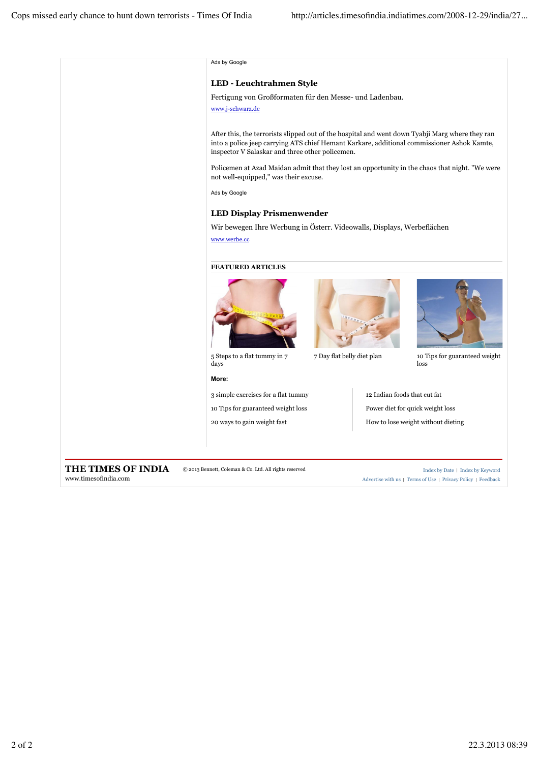Ads by Google

### LED - Leuchtrahmen Style

Fertigung von Großformaten für den Messe- und Ladenbau.

www.j-schwarz.de

After this, the terrorists slipped out of the hospital and went down Tyabji Marg where they ran into a police jeep carrying ATS chief Hemant Karkare, additional commissioner Ashok Kamte, inspector V Salaskar and three other policemen.

Policemen at Azad Maidan admit that they lost an opportunity in the chaos that night. "We were not well-equipped," was their excuse.

Ads by Google

### LED Display Prismenwender

Wir bewegen Ihre Werbung in Österr. Videowalls, Displays, Werbeflächen

www.werbe.cc

**FEATURED ARTICLES**

5 Steps to a flat tummy in 7 days

7 Day flat belly diet plan

10 Tips for guaranteed weight loss

**More:**

3 simple exercises for a flat tummy

10 Tips for guaranteed weight loss

20 ways to gain weight fast

12 Indian foods that cut fat

Power diet for quick weight loss

How to lose weight without dieting

**THE TIMES OF INDIA**
www.timesofindia.com

© 2013 Bennett, Coleman & Co. Ltd. All rights reserved

Index by Date | Index by Keyword
Advertise with us | Terms of Use | Privacy Policy | Feedback